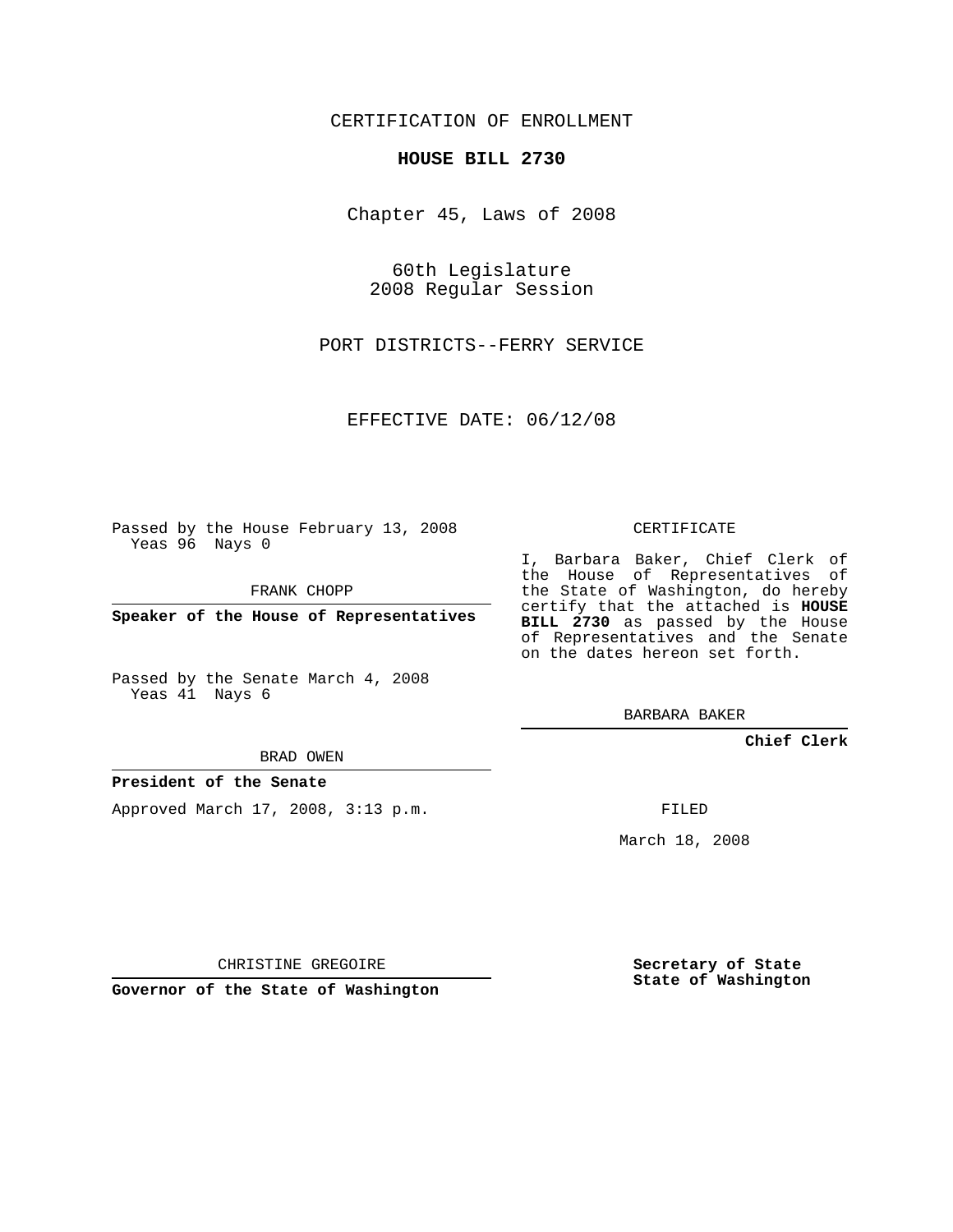CERTIFICATION OF ENROLLMENT

**HOUSE BILL 2730**

Chapter 45, Laws of 2008

60th Legislature
2008 Regular Session

PORT DISTRICTS--FERRY SERVICE

EFFECTIVE DATE: 06/12/08

Passed by the House February 13, 2008
Yeas 96 Nays 0

FRANK CHOPP

**Speaker of the House of Representatives**

Passed by the Senate March 4, 2008
Yeas 41 Nays 6

BRAD OWEN

**President of the Senate**

Approved March 17, 2008, 3:13 p.m.

CHRISTINE GREGOIRE

**Governor of the State of Washington**

CERTIFICATE

I, Barbara Baker, Chief Clerk of the House of Representatives of the State of Washington, do hereby certify that the attached is **HOUSE BILL 2730** as passed by the House of Representatives and the Senate on the dates hereon set forth.

BARBARA BAKER

**Chief Clerk**

FILED

March 18, 2008

**Secretary of State**
**State of Washington**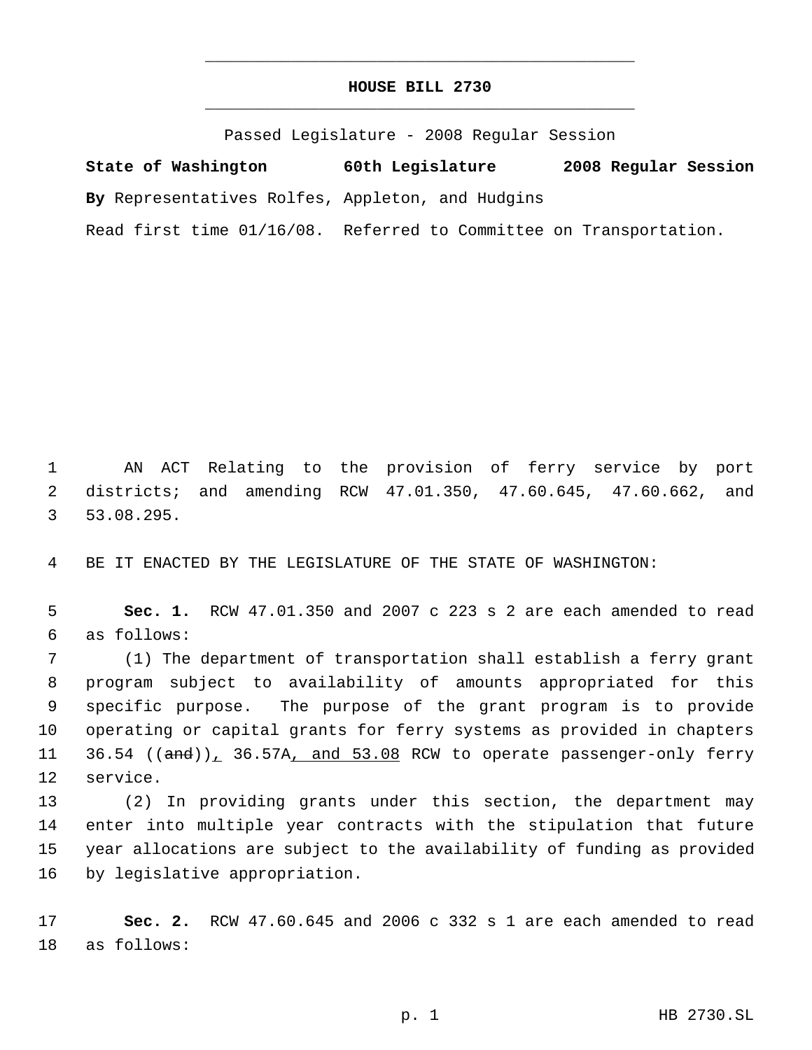# HOUSE BILL 2730

Passed Legislature - 2008 Regular Session

**State of Washington 60th Legislature 2008 Regular Session**

**By** Representatives Rolfes, Appleton, and Hudgins

Read first time 01/16/08. Referred to Committee on Transportation.

AN ACT Relating to the provision of ferry service by port districts; and amending RCW 47.01.350, 47.60.645, 47.60.662, and 53.08.295.

BE IT ENACTED BY THE LEGISLATURE OF THE STATE OF WASHINGTON:

**Sec. 1.** RCW 47.01.350 and 2007 c 223 s 2 are each amended to read as follows:

(1) The department of transportation shall establish a ferry grant program subject to availability of amounts appropriated for this specific purpose. The purpose of the grant program is to provide operating or capital grants for ferry systems as provided in chapters 36.54 ((~~and~~)), 36.57A, and 53.08 RCW to operate passenger-only ferry service.

(2) In providing grants under this section, the department may enter into multiple year contracts with the stipulation that future year allocations are subject to the availability of funding as provided by legislative appropriation.

**Sec. 2.** RCW 47.60.645 and 2006 c 332 s 1 are each amended to read as follows: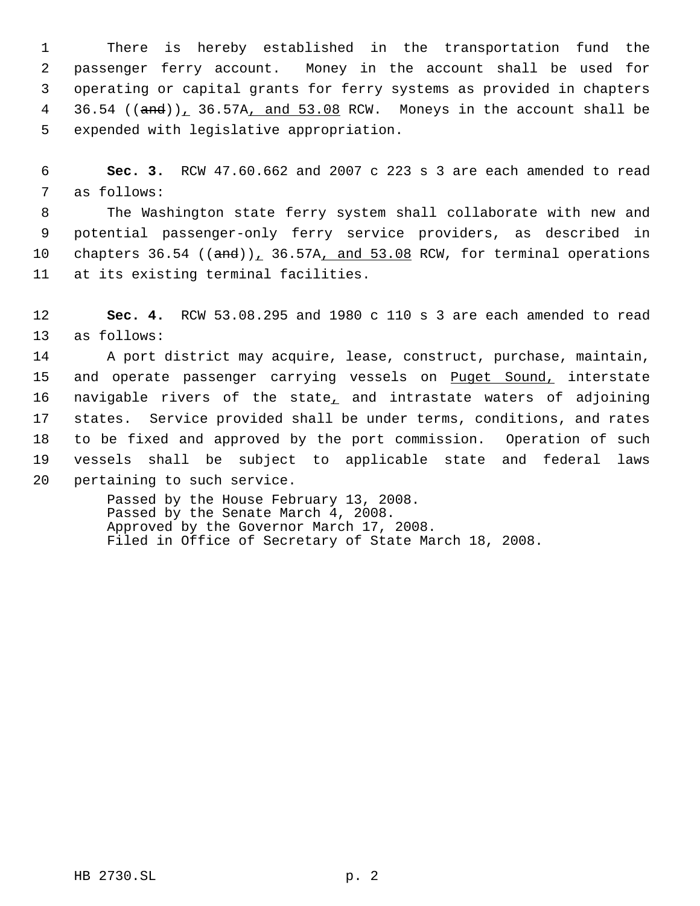There is hereby established in the transportation fund the passenger ferry account. Money in the account shall be used for operating or capital grants for ferry systems as provided in chapters 36.54 ((~~and~~)), 36.57A, and 53.08 RCW. Moneys in the account shall be expended with legislative appropriation.

**Sec. 3.** RCW 47.60.662 and 2007 c 223 s 3 are each amended to read as follows:

The Washington state ferry system shall collaborate with new and potential passenger-only ferry service providers, as described in chapters 36.54 ((~~and~~)), 36.57A, and 53.08 RCW, for terminal operations at its existing terminal facilities.

**Sec. 4.** RCW 53.08.295 and 1980 c 110 s 3 are each amended to read as follows:

A port district may acquire, lease, construct, purchase, maintain, and operate passenger carrying vessels on Puget Sound, interstate navigable rivers of the state, and intrastate waters of adjoining states. Service provided shall be under terms, conditions, and rates to be fixed and approved by the port commission. Operation of such vessels shall be subject to applicable state and federal laws pertaining to such service.

Passed by the House February 13, 2008.
Passed by the Senate March 4, 2008.
Approved by the Governor March 17, 2008.
Filed in Office of Secretary of State March 18, 2008.